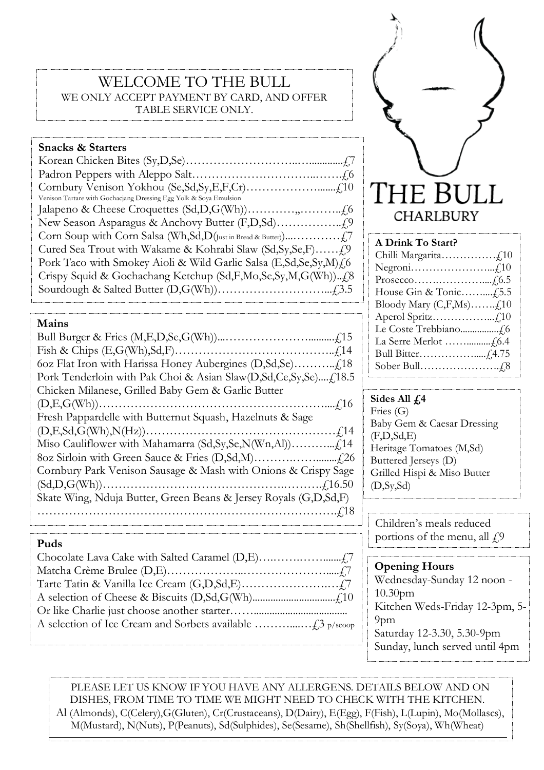# WELCOME TO THE BULL

WE ONLY ACCEPT PAYMENT BY CARD, AND OFFER TABLE SERVICE ONLY.

## Snacks & Starters

Korean Chicken Bites (Sy,D,Se)……………………………..............£7
Padron Peppers with Aleppo Salt…………………………..……£6
Cornbury Venison Yokhou (Se,Sd,Sy,E,F,Cr)……………….......£10
Venison Tartare with Gochacjang Dressing Egg Yolk & Soya Emulsion
Jalapeno & Cheese Croquettes (Sd,D,G(Wh))…………„………..£6
New Season Asparagus & Anchovy Butter (F,D,Sd)……………..£9
Corn Soup with Corn Salsa (Wh,Sd,D(Just in Bread & Butter))...…………£7
Cured Sea Trout with Wakame & Kohrabi Slaw (Sd,Sy,Se,F)……£9
Pork Taco with Smokey Aioli & Wild Garlic Salsa (E,Sd,Se,Sy,M)£6
Crispy Squid & Gochachang Ketchup (Sd,F,Mo,Se,Sy,M,G(Wh))..£8
Sourdough & Salted Butter (D,G(Wh))………………………...£3.5

## Mains

Bull Burger & Fries (M,E,D,Se,G(Wh))...…………………..........£15
Fish & Chips (E,G(Wh),Sd,F)…………………………………..£14
6oz Flat Iron with Harissa Honey Aubergines (D,Sd,Se)………..£18
Pork Tenderloin with Pak Choi & Asian Slaw(D,Sd,Ce,Sy,Se)....£18.5
Chicken Milanese, Grilled Baby Gem & Garlic Butter (D,E,G(Wh))…………………………………………………....£16
Fresh Pappardelle with Butternut Squash, Hazelnuts & Sage (D,E,Sd,G(Wh),N(Hz))…………………………………………£14
Miso Cauliflower with Mahamarra (Sd,Sy,Se,N(Wn,Al))………...£14
8oz Sirloin with Green Sauce & Fries (D,Sd,M)……….……........£26
Cornbury Park Venison Sausage & Mash with Onions & Crispy Sage (Sd,D,G(Wh))……………………………………….……….£16.50
Skate Wing, Nduja Butter, Green Beans & Jersey Royals (G,D,Sd,F) ……………………………………………………………….£18

## Puds

Chocolate Lava Cake with Salted Caramel (D,E)….…….…….......£7
Matcha Crème Brulee (D,E)………………..…………………....£7
Tarte Tatin & Vanilla Ice Cream (G,D,Sd,E)……………………£7
A selection of Cheese & Biscuits (D,Sd,G(Wh)...............................£10
Or like Charlie just choose another starter……...................................
A selection of Ice Cream and Sorbets available ………...……£3 p/scoop

# THE BULL
CHARLBURY

## A Drink To Start?

Chilli Margarita……………£10
Negroni…………………...£10
Prosecco…….………....£6.5
House Gin & Tonic……....£5.5
Bloody Mary (C,F,Ms)…….£10
Aperol Spritz……………...£10
Le Coste Trebbiano................£6
La Serre Merlot ……..........£6.4
Bull Bitter……………......£4.75
Sober Bull………………….£8

## Sides All £4

Fries (G)
Baby Gem & Caesar Dressing (F,D,Sd,E)
Heritage Tomatoes (M,Sd)
Buttered Jerseys (D)
Grilled Hispi & Miso Butter (D,Sy,Sd)

Children's meals reduced portions of the menu, all £9

## Opening Hours

Wednesday-Sunday 12 noon - 10.30pm
Kitchen Weds-Friday 12-3pm, 5-9pm
Saturday 12-3.30, 5.30-9pm
Sunday, lunch served until 4pm

PLEASE LET US KNOW IF YOU HAVE ANY ALLERGENS. DETAILS BELOW AND ON DISHES, FROM TIME TO TIME WE MIGHT NEED TO CHECK WITH THE KITCHEN.
Al (Almonds), C(Celery),G(Gluten), Cr(Crustaceans), D(Dairy), E(Egg), F(Fish), L(Lupin), Mo(Mollascs), M(Mustard), N(Nuts), P(Peanuts), Sd(Sulphides), Se(Sesame), Sh(Shellfish), Sy(Soya), Wh(Wheat)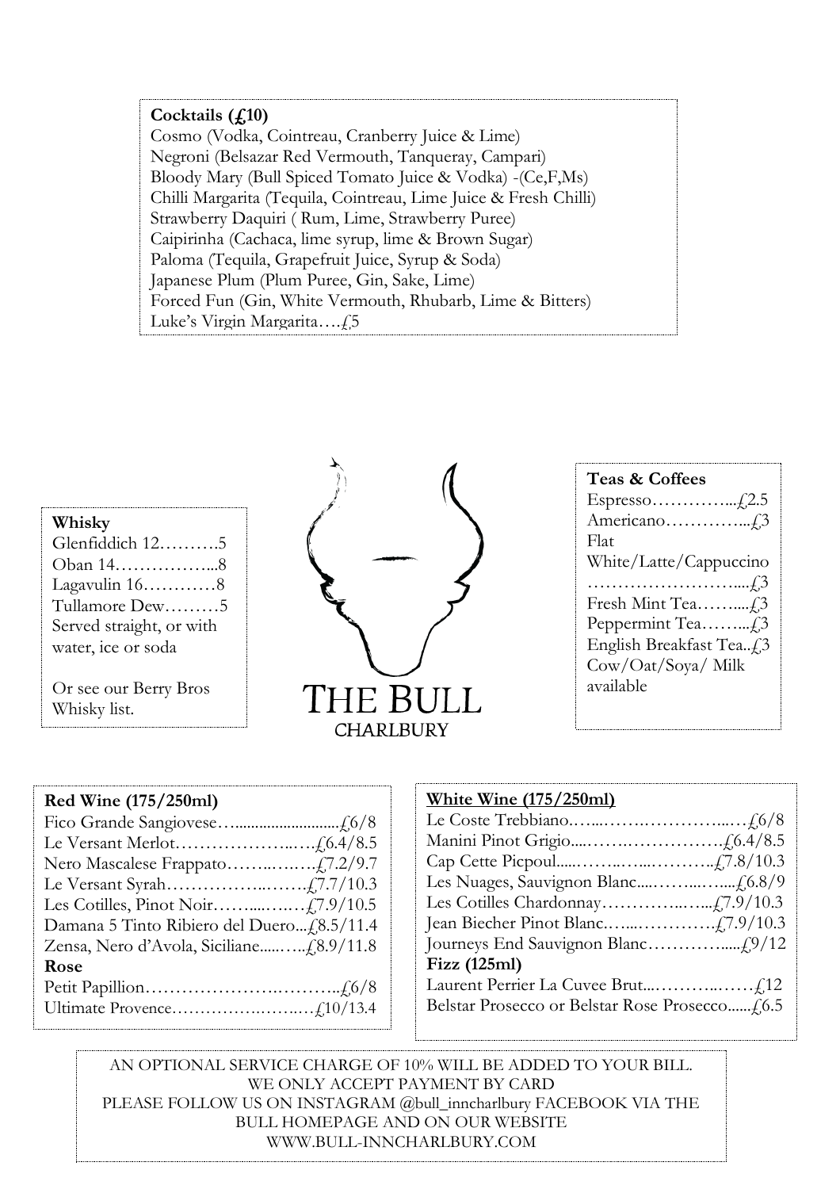**Cocktails (£10)**

Cosmo (Vodka, Cointreau, Cranberry Juice & Lime)
Negroni (Belsazar Red Vermouth, Tanqueray, Campari)
Bloody Mary (Bull Spiced Tomato Juice & Vodka) -(Ce,F,Ms)
Chilli Margarita (Tequila, Cointreau, Lime Juice & Fresh Chilli)
Strawberry Daquiri ( Rum, Lime, Strawberry Puree)
Caipirinha (Cachaca, lime syrup, lime & Brown Sugar)
Paloma (Tequila, Grapefruit Juice, Syrup & Soda)
Japanese Plum (Plum Puree, Gin, Sake, Lime)
Forced Fun (Gin, White Vermouth, Rhubarb, Lime & Bitters)
Luke's Virgin Margarita….£5

**Whisky**

Glenfiddich 12……….5
Oban 14……………...8
Lagavulin 16…………8
Tullamore Dew………5
Served straight, or with water, ice or soda

Or see our Berry Bros Whisky list.

THE BULL
CHARLBURY

**Teas & Coffees**

Espresso…………...£2.5
Americano…………...£3
Flat White/Latte/Cappuccino……………………....£3
Fresh Mint Tea……....£3
Peppermint Tea……...£3
English Breakfast Tea..£3
Cow/Oat/Soya/ Milk available

**Red Wine (175/250ml)**

Fico Grande Sangiovese…..........................£6/8
Le Versant Merlot………………..….£6.4/8.5
Nero Mascalese Frappato……..….…£7.2/9.7
Le Versant Syrah……………..……..£7.7/10.3
Les Cotilles, Pinot Noir……....….…£7.9/10.5
Damana 5 Tinto Ribiero del Duero...£8.5/11.4
Zensa, Nero d'Avola, Siciliane......…..£8.9/11.8

**Rose**

Petit Papillion…………………..………..£6/8
Ultimate Provence……………..…..…£10/13.4

**White Wine (175/250ml)**

Le Coste Trebbiano.…...…….……………...…£6/8
Manini Pinot Grigio....…….…………….£6.4/8.5
Cap Cette Picpoul.....……..…...……….£7.8/10.3
Les Nuages, Sauvignon Blanc....……...…...£6.8/9
Les Cotilles Chardonnay…………...…...£7.9/10.3
Jean Biecher Pinot Blanc.…...………….£7.9/10.3
Journeys End Sauvignon Blanc…………......£9/12

**Fizz (125ml)**

Laurent Perrier La Cuvee Brut...………..……£12
Belstar Prosecco or Belstar Rose Prosecco......£6.5

AN OPTIONAL SERVICE CHARGE OF 10% WILL BE ADDED TO YOUR BILL.
WE ONLY ACCEPT PAYMENT BY CARD
PLEASE FOLLOW US ON INSTAGRAM @bull_inncharlbury FACEBOOK VIA THE BULL HOMEPAGE AND ON OUR WEBSITE
WWW.BULL-INNCHARLBURY.COM